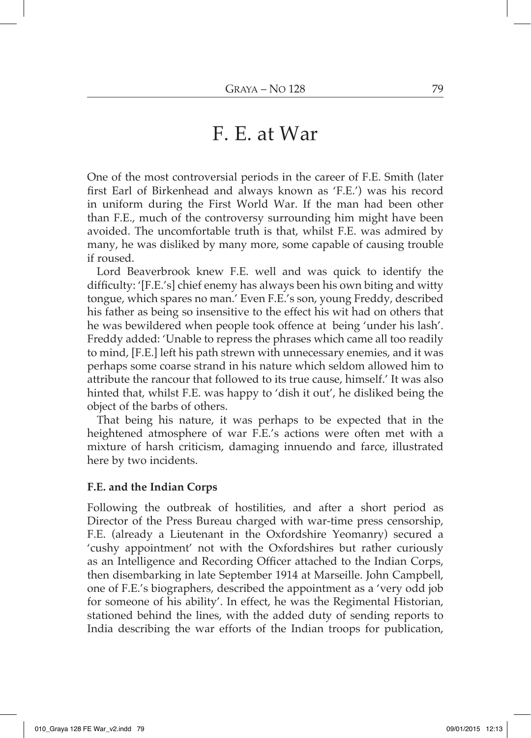# F. E. at War

One of the most controversial periods in the career of F.E. Smith (later first Earl of Birkenhead and always known as 'F.E.') was his record in uniform during the First World War. If the man had been other than F.E., much of the controversy surrounding him might have been avoided. The uncomfortable truth is that, whilst F.E. was admired by many, he was disliked by many more, some capable of causing trouble if roused.

Lord Beaverbrook knew F.E. well and was quick to identify the difficulty: '[F.E.'s] chief enemy has always been his own biting and witty tongue, which spares no man.' Even F.E.'s son, young Freddy, described his father as being so insensitive to the effect his wit had on others that he was bewildered when people took offence at being 'under his lash'. Freddy added: 'Unable to repress the phrases which came all too readily to mind, [F.E.] left his path strewn with unnecessary enemies, and it was perhaps some coarse strand in his nature which seldom allowed him to attribute the rancour that followed to its true cause, himself.' It was also hinted that, whilst F.E. was happy to 'dish it out', he disliked being the object of the barbs of others.

That being his nature, it was perhaps to be expected that in the heightened atmosphere of war F.E.'s actions were often met with a mixture of harsh criticism, damaging innuendo and farce, illustrated here by two incidents.

**F.E. and the Indian Corps**

Following the outbreak of hostilities, and after a short period as Director of the Press Bureau charged with war-time press censorship, F.E. (already a Lieutenant in the Oxfordshire Yeomanry) secured a 'cushy appointment' not with the Oxfordshires but rather curiously as an Intelligence and Recording Officer attached to the Indian Corps, then disembarking in late September 1914 at Marseille. John Campbell, one of F.E.'s biographers, described the appointment as a 'very odd job for someone of his ability'. In effect, he was the Regimental Historian, stationed behind the lines, with the added duty of sending reports to India describing the war efforts of the Indian troops for publication,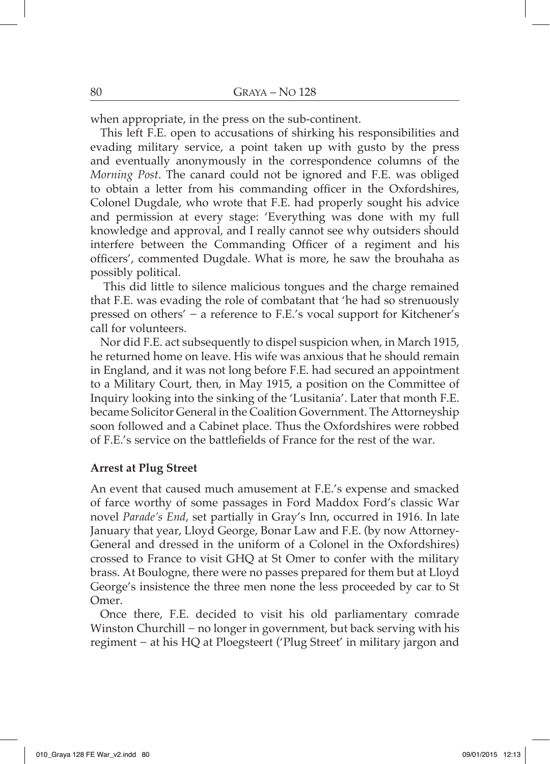when appropriate, in the press on the sub-continent.

This left F.E. open to accusations of shirking his responsibilities and evading military service, a point taken up with gusto by the press and eventually anonymously in the correspondence columns of the *Morning Post*. The canard could not be ignored and F.E. was obliged to obtain a letter from his commanding officer in the Oxfordshires, Colonel Dugdale, who wrote that F.E. had properly sought his advice and permission at every stage: 'Everything was done with my full knowledge and approval, and I really cannot see why outsiders should interfere between the Commanding Officer of a regiment and his officers', commented Dugdale. What is more, he saw the brouhaha as possibly political.

This did little to silence malicious tongues and the charge remained that F.E. was evading the role of combatant that 'he had so strenuously pressed on others' – a reference to F.E.'s vocal support for Kitchener's call for volunteers.

Nor did F.E. act subsequently to dispel suspicion when, in March 1915, he returned home on leave. His wife was anxious that he should remain in England, and it was not long before F.E. had secured an appointment to a Military Court, then, in May 1915, a position on the Committee of Inquiry looking into the sinking of the 'Lusitania'. Later that month F.E. became Solicitor General in the Coalition Government. The Attorneyship soon followed and a Cabinet place. Thus the Oxfordshires were robbed of F.E.'s service on the battlefields of France for the rest of the war.

**Arrest at Plug Street**

An event that caused much amusement at F.E.'s expense and smacked of farce worthy of some passages in Ford Maddox Ford's classic War novel *Parade's End*, set partially in Gray's Inn, occurred in 1916. In late January that year, Lloyd George, Bonar Law and F.E. (by now Attorney-General and dressed in the uniform of a Colonel in the Oxfordshires) crossed to France to visit GHQ at St Omer to confer with the military brass. At Boulogne, there were no passes prepared for them but at Lloyd George's insistence the three men none the less proceeded by car to St Omer.

Once there, F.E. decided to visit his old parliamentary comrade Winston Churchill – no longer in government, but back serving with his regiment – at his HQ at Ploegsteert ('Plug Street' in military jargon and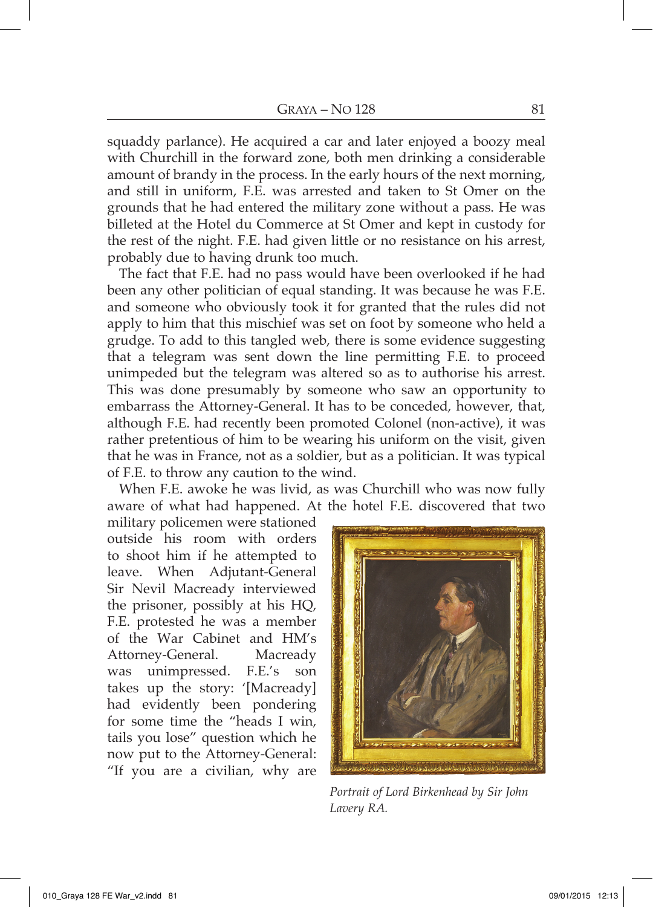squaddy parlance). He acquired a car and later enjoyed a boozy meal with Churchill in the forward zone, both men drinking a considerable amount of brandy in the process. In the early hours of the next morning, and still in uniform, F.E. was arrested and taken to St Omer on the grounds that he had entered the military zone without a pass. He was billeted at the Hotel du Commerce at St Omer and kept in custody for the rest of the night. F.E. had given little or no resistance on his arrest, probably due to having drunk too much.

The fact that F.E. had no pass would have been overlooked if he had been any other politician of equal standing. It was because he was F.E. and someone who obviously took it for granted that the rules did not apply to him that this mischief was set on foot by someone who held a grudge. To add to this tangled web, there is some evidence suggesting that a telegram was sent down the line permitting F.E. to proceed unimpeded but the telegram was altered so as to authorise his arrest. This was done presumably by someone who saw an opportunity to embarrass the Attorney-General. It has to be conceded, however, that, although F.E. had recently been promoted Colonel (non-active), it was rather pretentious of him to be wearing his uniform on the visit, given that he was in France, not as a soldier, but as a politician. It was typical of F.E. to throw any caution to the wind.

When F.E. awoke he was livid, as was Churchill who was now fully aware of what had happened. At the hotel F.E. discovered that two military policemen were stationed outside his room with orders to shoot him if he attempted to leave. When Adjutant-General Sir Nevil Macready interviewed the prisoner, possibly at his HQ, F.E. protested he was a member of the War Cabinet and HM's Attorney-General. Macready was unimpressed. F.E.'s son takes up the story: '[Macready] had evidently been pondering for some time the "heads I win, tails you lose" question which he now put to the Attorney-General: "If you are a civilian, why are

*Portrait of Lord Birkenhead by Sir John Lavery RA.*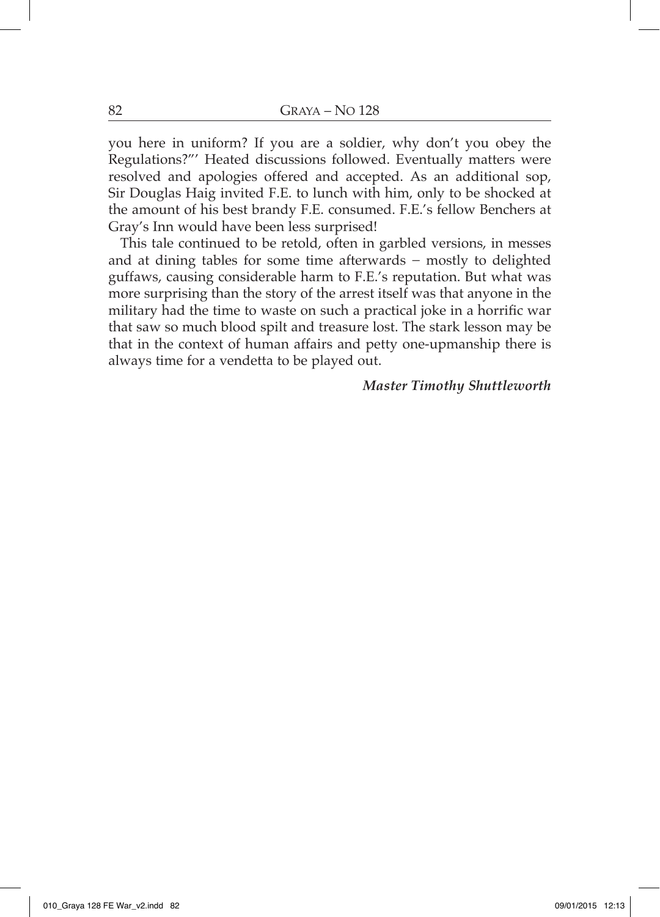you here in uniform? If you are a soldier, why don't you obey the Regulations?"' Heated discussions followed. Eventually matters were resolved and apologies offered and accepted. As an additional sop, Sir Douglas Haig invited F.E. to lunch with him, only to be shocked at the amount of his best brandy F.E. consumed. F.E.'s fellow Benchers at Gray's Inn would have been less surprised!

This tale continued to be retold, often in garbled versions, in messes and at dining tables for some time afterwards – mostly to delighted guffaws, causing considerable harm to F.E.'s reputation. But what was more surprising than the story of the arrest itself was that anyone in the military had the time to waste on such a practical joke in a horrific war that saw so much blood spilt and treasure lost. The stark lesson may be that in the context of human affairs and petty one-upmanship there is always time for a vendetta to be played out.

***Master Timothy Shuttleworth***